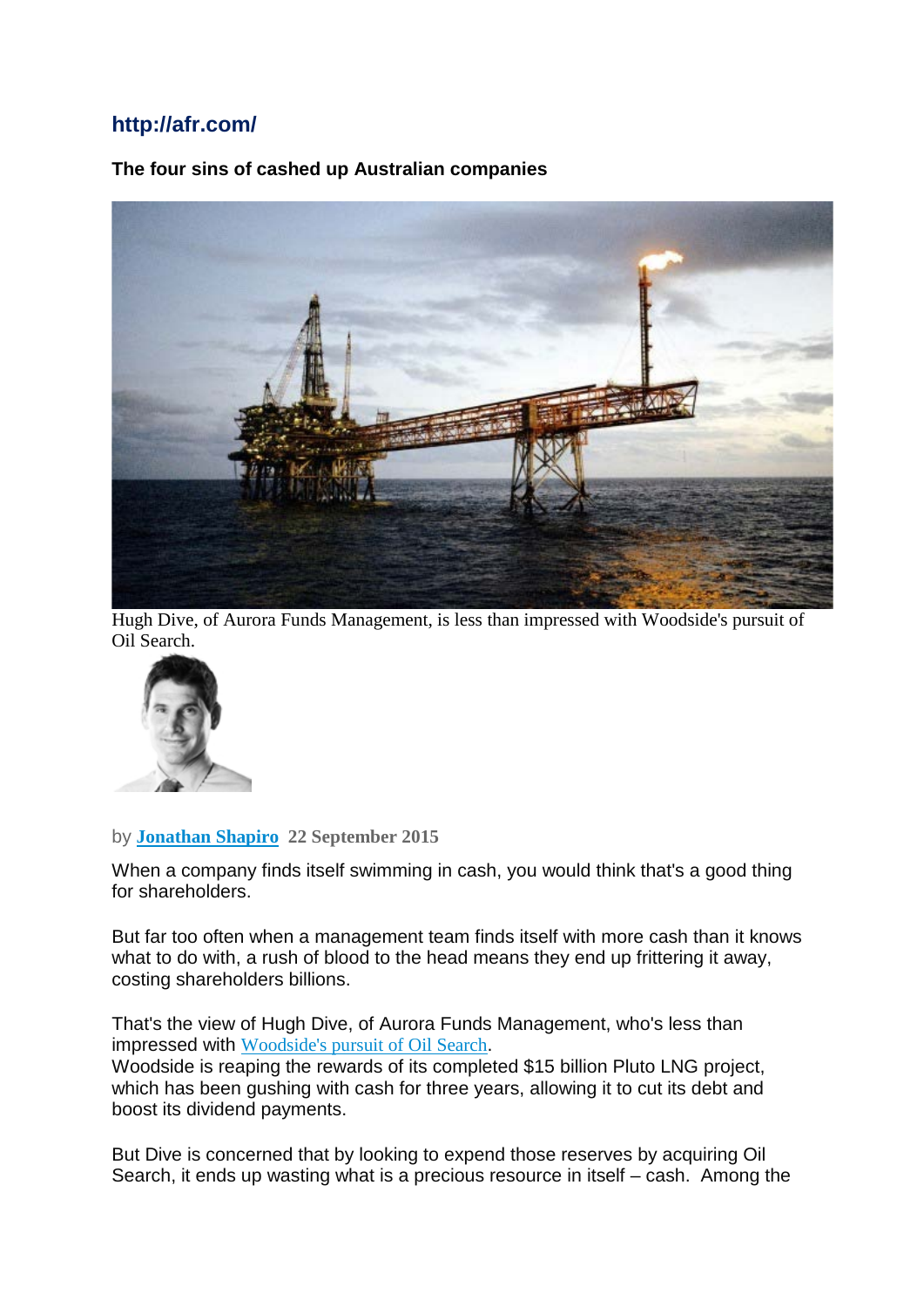**http://afr.com/**

**The four sins of cashed up Australian companies**

Hugh Dive, of Aurora Funds Management, is less than impressed with Woodside's pursuit of Oil Search.

by **Jonathan Shapiro** **22 September 2015**

When a company finds itself swimming in cash, you would think that's a good thing for shareholders.

But far too often when a management team finds itself with more cash than it knows what to do with, a rush of blood to the head means they end up frittering it away, costing shareholders billions.

That's the view of Hugh Dive, of Aurora Funds Management, who's less than impressed with Woodside's pursuit of Oil Search.
Woodside is reaping the rewards of its completed $15 billion Pluto LNG project, which has been gushing with cash for three years, allowing it to cut its debt and boost its dividend payments.

But Dive is concerned that by looking to expend those reserves by acquiring Oil Search, it ends up wasting what is a precious resource in itself – cash. Among the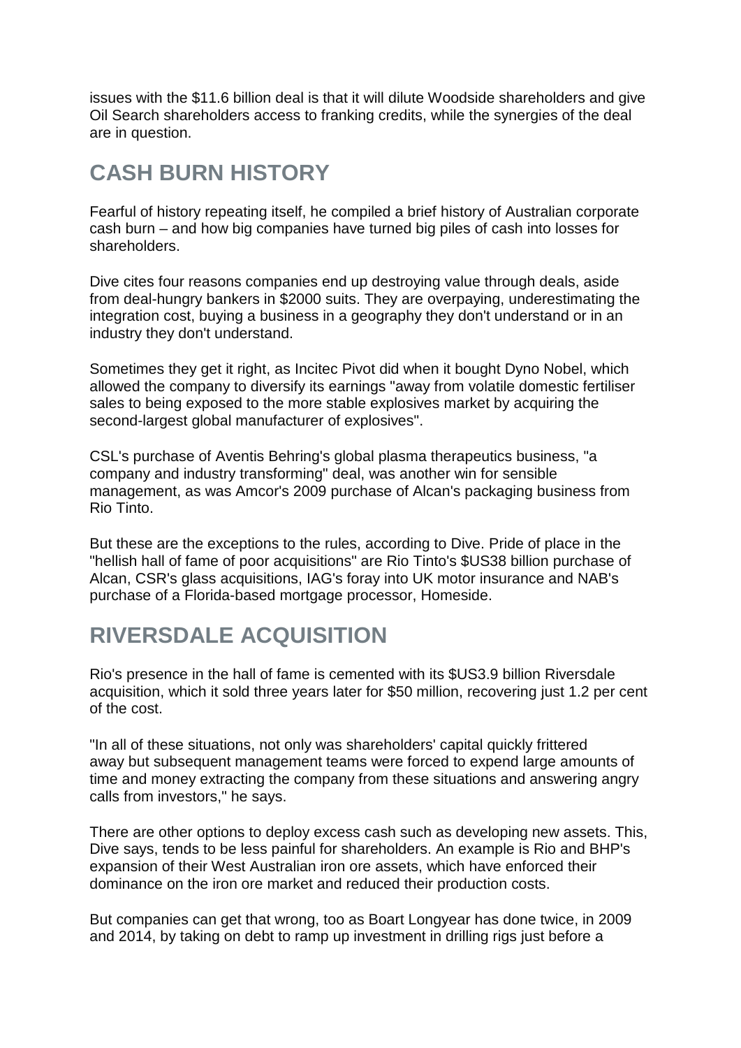issues with the $11.6 billion deal is that it will dilute Woodside shareholders and give Oil Search shareholders access to franking credits, while the synergies of the deal are in question.

## CASH BURN HISTORY

Fearful of history repeating itself, he compiled a brief history of Australian corporate cash burn – and how big companies have turned big piles of cash into losses for shareholders.

Dive cites four reasons companies end up destroying value through deals, aside from deal-hungry bankers in $2000 suits. They are overpaying, underestimating the integration cost, buying a business in a geography they don't understand or in an industry they don't understand.

Sometimes they get it right, as Incitec Pivot did when it bought Dyno Nobel, which allowed the company to diversify its earnings "away from volatile domestic fertiliser sales to being exposed to the more stable explosives market by acquiring the second-largest global manufacturer of explosives".

CSL's purchase of Aventis Behring's global plasma therapeutics business, "a company and industry transforming" deal, was another win for sensible management, as was Amcor's 2009 purchase of Alcan's packaging business from Rio Tinto.

But these are the exceptions to the rules, according to Dive. Pride of place in the "hellish hall of fame of poor acquisitions" are Rio Tinto's $US38 billion purchase of Alcan, CSR's glass acquisitions, IAG's foray into UK motor insurance and NAB's purchase of a Florida-based mortgage processor, Homeside.

## RIVERSDALE ACQUISITION

Rio's presence in the hall of fame is cemented with its $US3.9 billion Riversdale acquisition, which it sold three years later for $50 million, recovering just 1.2 per cent of the cost.

"In all of these situations, not only was shareholders' capital quickly frittered away but subsequent management teams were forced to expend large amounts of time and money extracting the company from these situations and answering angry calls from investors," he says.

There are other options to deploy excess cash such as developing new assets. This, Dive says, tends to be less painful for shareholders. An example is Rio and BHP's expansion of their West Australian iron ore assets, which have enforced their dominance on the iron ore market and reduced their production costs.

But companies can get that wrong, too as Boart Longyear has done twice, in 2009 and 2014, by taking on debt to ramp up investment in drilling rigs just before a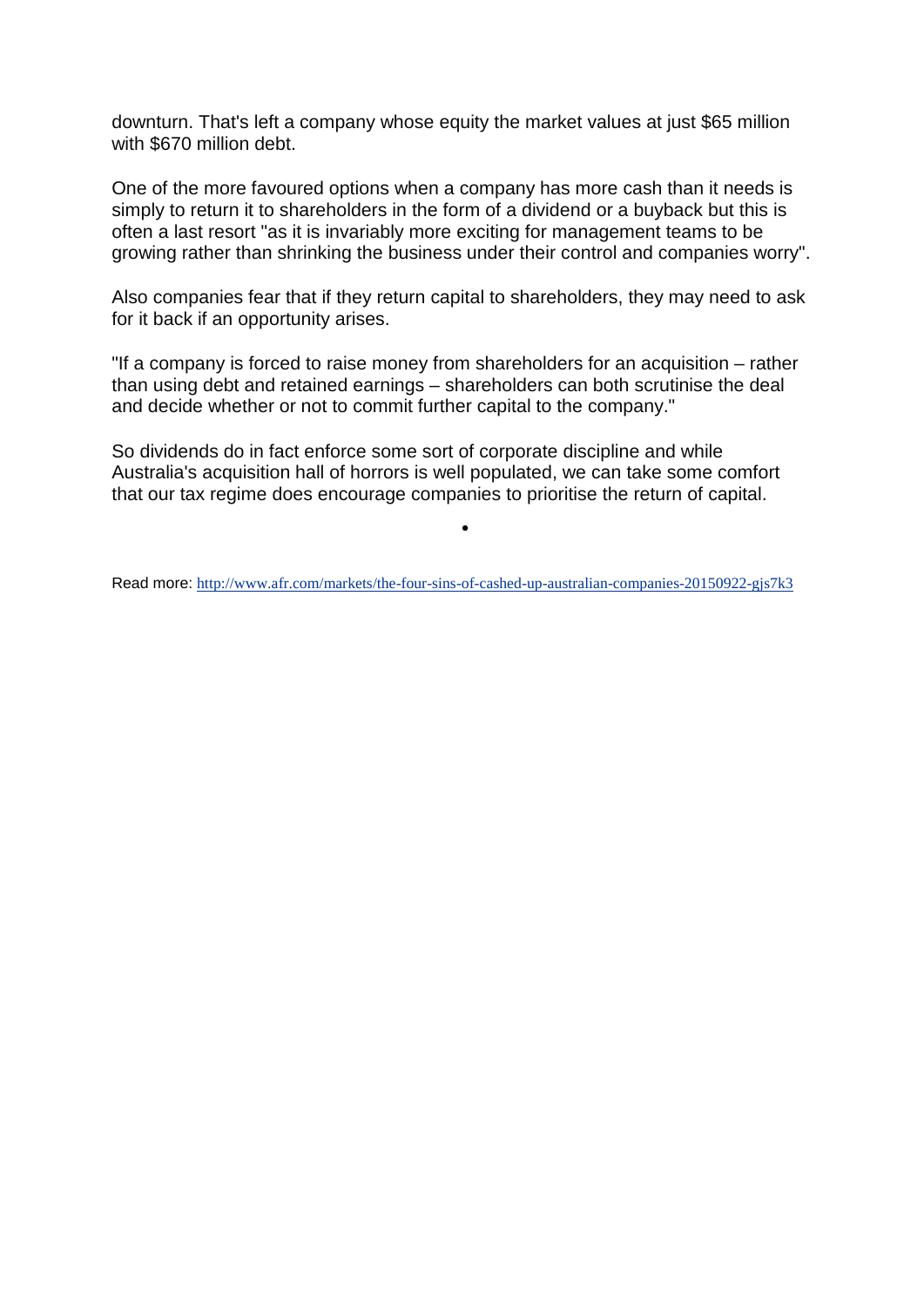downturn. That's left a company whose equity the market values at just $65 million with $670 million debt.

One of the more favoured options when a company has more cash than it needs is simply to return it to shareholders in the form of a dividend or a buyback but this is often a last resort "as it is invariably more exciting for management teams to be growing rather than shrinking the business under their control and companies worry".

Also companies fear that if they return capital to shareholders, they may need to ask for it back if an opportunity arises.

"If a company is forced to raise money from shareholders for an acquisition – rather than using debt and retained earnings – shareholders can both scrutinise the deal and decide whether or not to commit further capital to the company."

So dividends do in fact enforce some sort of corporate discipline and while Australia's acquisition hall of horrors is well populated, we can take some comfort that our tax regime does encourage companies to prioritise the return of capital.

•

Read more: http://www.afr.com/markets/the-four-sins-of-cashed-up-australian-companies-20150922-gjs7k3